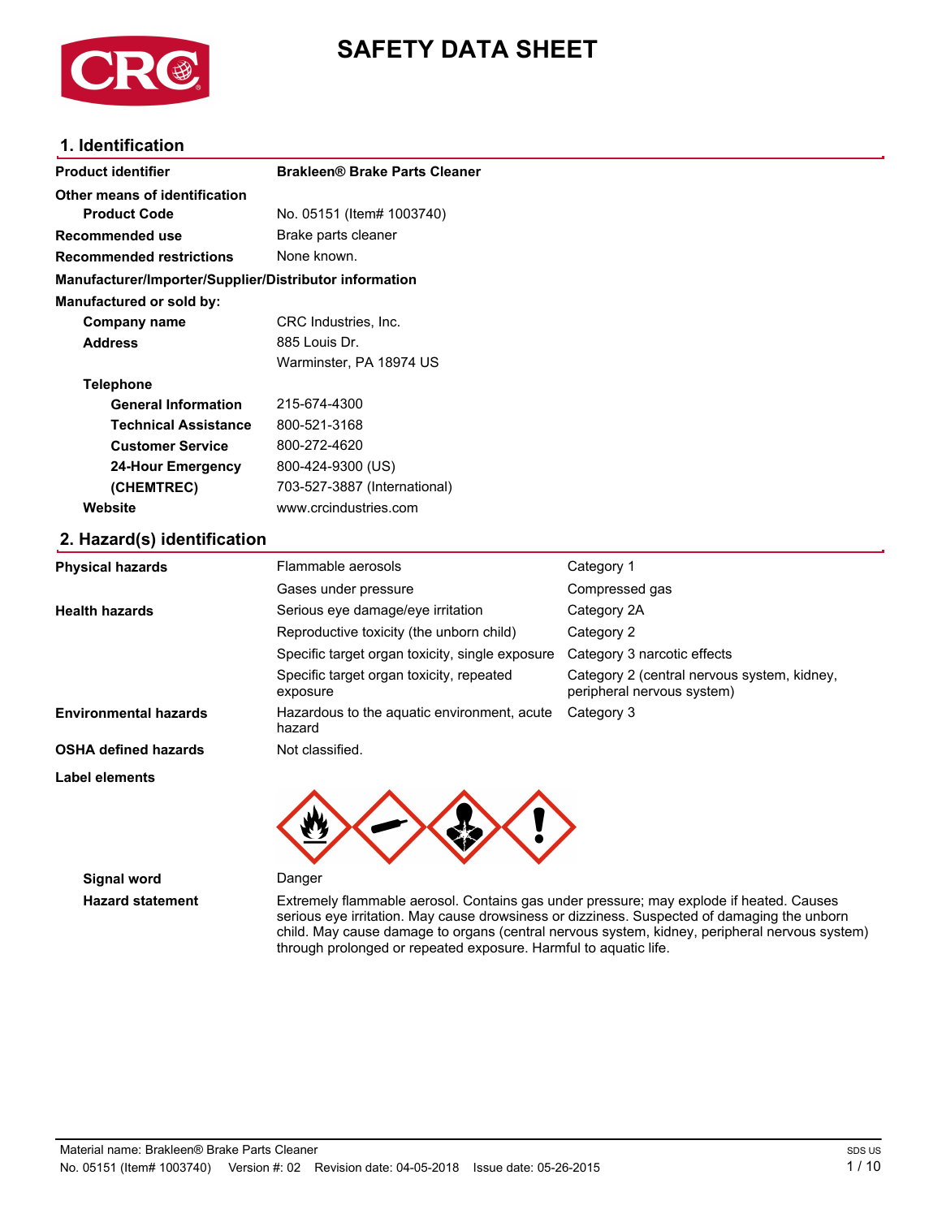# SAFETY DATA SHEET

## 1. Identification

| | |
|---|---|
| **Product identifier** | **Brakleen® Brake Parts Cleaner** |
| **Other means of identification** | |
| **Product Code** | No. 05151 (Item# 1003740) |
| **Recommended use** | Brake parts cleaner |
| **Recommended restrictions** | None known. |

**Manufacturer/Importer/Supplier/Distributor information**

**Manufactured or sold by:**

| | |
|---|---|
| **Company name** | CRC Industries, Inc. |
| **Address** | 885 Louis Dr.<br>Warminster, PA 18974 US |
| **Telephone** | |
| **General Information** | 215-674-4300 |
| **Technical Assistance** | 800-521-3168 |
| **Customer Service** | 800-272-4620 |
| **24-Hour Emergency (CHEMTREC)** | 800-424-9300 (US)<br>703-527-3887 (International) |
| **Website** | www.crcindustries.com |

## 2. Hazard(s) identification

| | | |
|---|---|---|
| **Physical hazards** | Flammable aerosols | Category 1 |
| | Gases under pressure | Compressed gas |
| **Health hazards** | Serious eye damage/eye irritation | Category 2A |
| | Reproductive toxicity (the unborn child) | Category 2 |
| | Specific target organ toxicity, single exposure | Category 3 narcotic effects |
| | Specific target organ toxicity, repeated exposure | Category 2 (central nervous system, kidney, peripheral nervous system) |
| **Environmental hazards** | Hazardous to the aquatic environment, acute hazard | Category 3 |
| **OSHA defined hazards** | Not classified. | |

**Label elements**

**Signal word** Danger

**Hazard statement** Extremely flammable aerosol. Contains gas under pressure; may explode if heated. Causes serious eye irritation. May cause drowsiness or dizziness. Suspected of damaging the unborn child. May cause damage to organs (central nervous system, kidney, peripheral nervous system) through prolonged or repeated exposure. Harmful to aquatic life.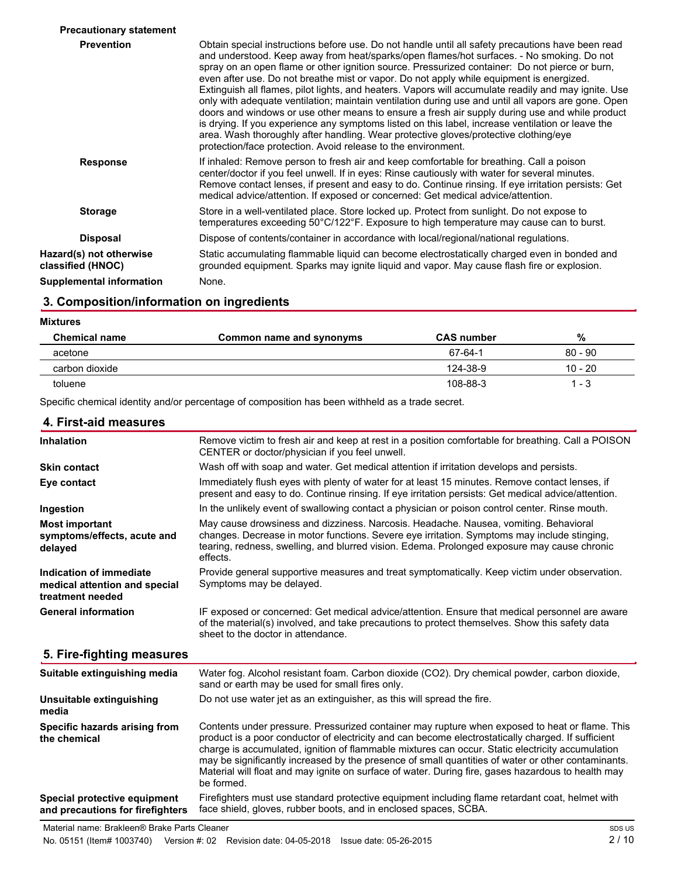**Precautionary statement**

| | |
|---|---|
| **Prevention** | Obtain special instructions before use. Do not handle until all safety precautions have been read and understood. Keep away from heat/sparks/open flames/hot surfaces. - No smoking. Do not spray on an open flame or other ignition source. Pressurized container: Do not pierce or burn, even after use. Do not breathe mist or vapor. Do not apply while equipment is energized. Extinguish all flames, pilot lights, and heaters. Vapors will accumulate readily and may ignite. Use only with adequate ventilation; maintain ventilation during use and until all vapors are gone. Open doors and windows or use other means to ensure a fresh air supply during use and while product is drying. If you experience any symptoms listed on this label, increase ventilation or leave the area. Wash thoroughly after handling. Wear protective gloves/protective clothing/eye protection/face protection. Avoid release to the environment. |
| **Response** | If inhaled: Remove person to fresh air and keep comfortable for breathing. Call a poison center/doctor if you feel unwell. If in eyes: Rinse cautiously with water for several minutes. Remove contact lenses, if present and easy to do. Continue rinsing. If eye irritation persists: Get medical advice/attention. If exposed or concerned: Get medical advice/attention. |
| **Storage** | Store in a well-ventilated place. Store locked up. Protect from sunlight. Do not expose to temperatures exceeding 50°C/122°F. Exposure to high temperature may cause can to burst. |
| **Disposal** | Dispose of contents/container in accordance with local/regional/national regulations. |
| **Hazard(s) not otherwise classified (HNOC)** | Static accumulating flammable liquid can become electrostatically charged even in bonded and grounded equipment. Sparks may ignite liquid and vapor. May cause flash fire or explosion. |
| **Supplemental information** | None. |

## 3. Composition/information on ingredients

**Mixtures**

| Chemical name | Common name and synonyms | CAS number | % |
|---|---|---|---|
| acetone | | 67-64-1 | 80 - 90 |
| carbon dioxide | | 124-38-9 | 10 - 20 |
| toluene | | 108-88-3 | 1 - 3 |

Specific chemical identity and/or percentage of composition has been withheld as a trade secret.

## 4. First-aid measures

| | |
|---|---|
| **Inhalation** | Remove victim to fresh air and keep at rest in a position comfortable for breathing. Call a POISON CENTER or doctor/physician if you feel unwell. |
| **Skin contact** | Wash off with soap and water. Get medical attention if irritation develops and persists. |
| **Eye contact** | Immediately flush eyes with plenty of water for at least 15 minutes. Remove contact lenses, if present and easy to do. Continue rinsing. If eye irritation persists: Get medical advice/attention. |
| **Ingestion** | In the unlikely event of swallowing contact a physician or poison control center. Rinse mouth. |
| **Most important symptoms/effects, acute and delayed** | May cause drowsiness and dizziness. Narcosis. Headache. Nausea, vomiting. Behavioral changes. Decrease in motor functions. Severe eye irritation. Symptoms may include stinging, tearing, redness, swelling, and blurred vision. Edema. Prolonged exposure may cause chronic effects. |
| **Indication of immediate medical attention and special treatment needed** | Provide general supportive measures and treat symptomatically. Keep victim under observation. Symptoms may be delayed. |
| **General information** | IF exposed or concerned: Get medical advice/attention. Ensure that medical personnel are aware of the material(s) involved, and take precautions to protect themselves. Show this safety data sheet to the doctor in attendance. |

## 5. Fire-fighting measures

| | |
|---|---|
| **Suitable extinguishing media** | Water fog. Alcohol resistant foam. Carbon dioxide ($CO_2$). Dry chemical powder, carbon dioxide, sand or earth may be used for small fires only. |
| **Unsuitable extinguishing media** | Do not use water jet as an extinguisher, as this will spread the fire. |
| **Specific hazards arising from the chemical** | Contents under pressure. Pressurized container may rupture when exposed to heat or flame. This product is a poor conductor of electricity and can become electrostatically charged. If sufficient charge is accumulated, ignition of flammable mixtures can occur. Static electricity accumulation may be significantly increased by the presence of small quantities of water or other contaminants. Material will float and may ignite on surface of water. During fire, gases hazardous to health may be formed. |
| **Special protective equipment and precautions for firefighters** | Firefighters must use standard protective equipment including flame retardant coat, helmet with face shield, gloves, rubber boots, and in enclosed spaces, SCBA. |

Material name: Brakleen® Brake Parts Cleaner
No. 05151 (Item# 1003740) Version #: 02 Revision date: 04-05-2018 Issue date: 05-26-2015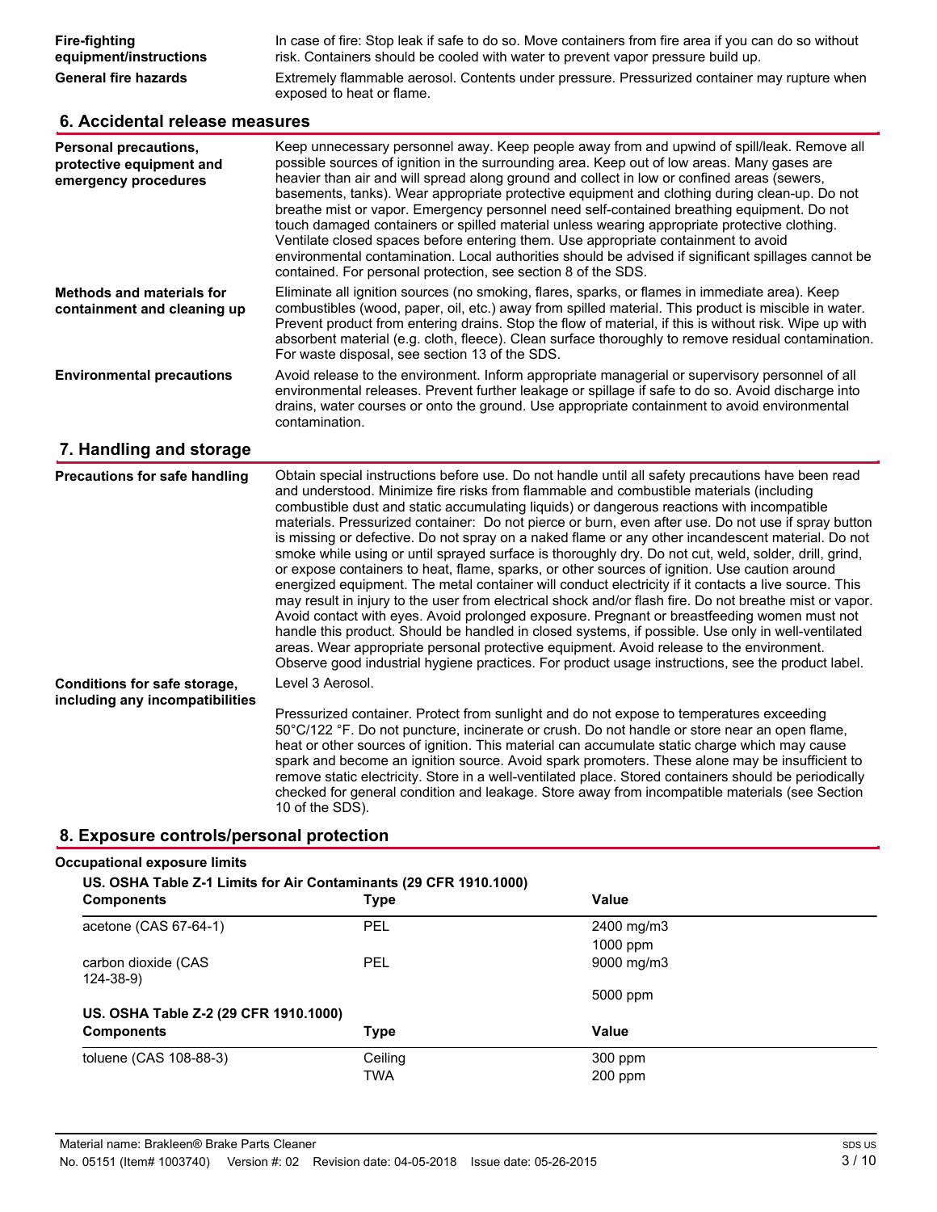| | |
|---|---|
| **Fire-fighting equipment/instructions** | In case of fire: Stop leak if safe to do so. Move containers from fire area if you can do so without risk. Containers should be cooled with water to prevent vapor pressure build up. |
| **General fire hazards** | Extremely flammable aerosol. Contents under pressure. Pressurized container may rupture when exposed to heat or flame. |

## 6. Accidental release measures

| | |
|---|---|
| **Personal precautions, protective equipment and emergency procedures** | Keep unnecessary personnel away. Keep people away from and upwind of spill/leak. Remove all possible sources of ignition in the surrounding area. Keep out of low areas. Many gases are heavier than air and will spread along ground and collect in low or confined areas (sewers, basements, tanks). Wear appropriate protective equipment and clothing during clean-up. Do not breathe mist or vapor. Emergency personnel need self-contained breathing equipment. Do not touch damaged containers or spilled material unless wearing appropriate protective clothing. Ventilate closed spaces before entering them. Use appropriate containment to avoid environmental contamination. Local authorities should be advised if significant spillages cannot be contained. For personal protection, see section 8 of the SDS. |
| **Methods and materials for containment and cleaning up** | Eliminate all ignition sources (no smoking, flares, sparks, or flames in immediate area). Keep combustibles (wood, paper, oil, etc.) away from spilled material. This product is miscible in water. Prevent product from entering drains. Stop the flow of material, if this is without risk. Wipe up with absorbent material (e.g. cloth, fleece). Clean surface thoroughly to remove residual contamination. For waste disposal, see section 13 of the SDS. |
| **Environmental precautions** | Avoid release to the environment. Inform appropriate managerial or supervisory personnel of all environmental releases. Prevent further leakage or spillage if safe to do so. Avoid discharge into drains, water courses or onto the ground. Use appropriate containment to avoid environmental contamination. |

## 7. Handling and storage

| | |
|---|---|
| **Precautions for safe handling** | Obtain special instructions before use. Do not handle until all safety precautions have been read and understood. Minimize fire risks from flammable and combustible materials (including combustible dust and static accumulating liquids) or dangerous reactions with incompatible materials. Pressurized container: Do not pierce or burn, even after use. Do not use if spray button is missing or defective. Do not spray on a naked flame or any other incandescent material. Do not smoke while using or until sprayed surface is thoroughly dry. Do not cut, weld, solder, drill, grind, or expose containers to heat, flame, sparks, or other sources of ignition. Use caution around energized equipment. The metal container will conduct electricity if it contacts a live source. This may result in injury to the user from electrical shock and/or flash fire. Do not breathe mist or vapor. Avoid contact with eyes. Avoid prolonged exposure. Pregnant or breastfeeding women must not handle this product. Should be handled in closed systems, if possible. Use only in well-ventilated areas. Wear appropriate personal protective equipment. Avoid release to the environment. Observe good industrial hygiene practices. For product usage instructions, see the product label. |
| **Conditions for safe storage, including any incompatibilities** | Level 3 Aerosol.<br><br>Pressurized container. Protect from sunlight and do not expose to temperatures exceeding 50°C/122 °F. Do not puncture, incinerate or crush. Do not handle or store near an open flame, heat or other sources of ignition. This material can accumulate static charge which may cause spark and become an ignition source. Avoid spark promoters. These alone may be insufficient to remove static electricity. Store in a well-ventilated place. Stored containers should be periodically checked for general condition and leakage. Store away from incompatible materials (see Section 10 of the SDS). |

## 8. Exposure controls/personal protection

**Occupational exposure limits**

**US. OSHA Table Z-1 Limits for Air Contaminants (29 CFR 1910.1000)**

| Components | Type | Value |
|---|---|---|
| acetone (CAS 67-64-1) | PEL | 2400 mg/m3 |
| | | 1000 ppm |
| carbon dioxide (CAS 124-38-9) | PEL | 9000 mg/m3 |
| | | 5000 ppm |

**US. OSHA Table Z-2 (29 CFR 1910.1000)**

| Components | Type | Value |
|---|---|---|
| toluene (CAS 108-88-3) | Ceiling | 300 ppm |
| | TWA | 200 ppm |

Material name: Brakleen® Brake Parts Cleaner

No. 05151 (Item# 1003740) Version #: 02 Revision date: 04-05-2018 Issue date: 05-26-2015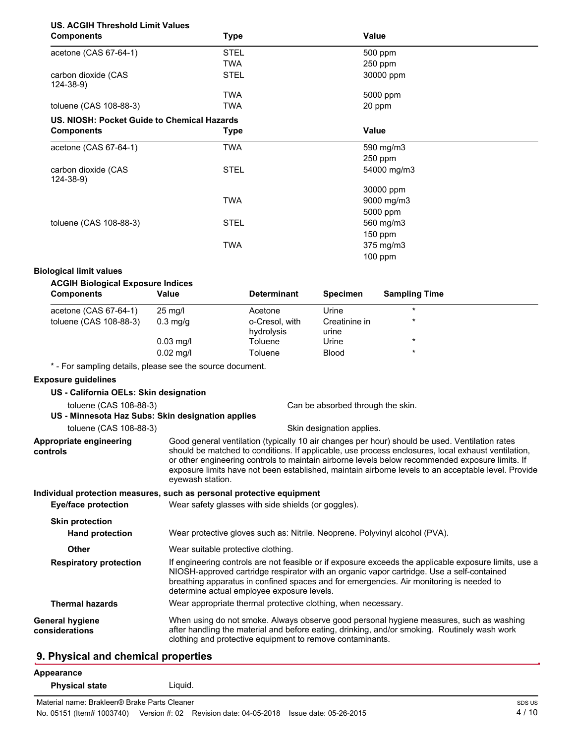**US. ACGIH Threshold Limit Values**

| Components | Type | Value |
|---|---|---|
| acetone (CAS 67-64-1) | STEL | 500 ppm |
| | TWA | 250 ppm |
| carbon dioxide (CAS 124-38-9) | STEL | 30000 ppm |
| | TWA | 5000 ppm |
| toluene (CAS 108-88-3) | TWA | 20 ppm |

**US. NIOSH: Pocket Guide to Chemical Hazards**

| Components | Type | Value |
|---|---|---|
| acetone (CAS 67-64-1) | TWA | 590 mg/m3 |
| | | 250 ppm |
| carbon dioxide (CAS 124-38-9) | STEL | 54000 mg/m3 |
| | | 30000 ppm |
| | TWA | 9000 mg/m3 |
| | | 5000 ppm |
| toluene (CAS 108-88-3) | STEL | 560 mg/m3 |
| | | 150 ppm |
| | TWA | 375 mg/m3 |
| | | 100 ppm |

**Biological limit values**

**ACGIH Biological Exposure Indices**

| Components | Value | Determinant | Specimen | Sampling Time |
|---|---|---|---|---|
| acetone (CAS 67-64-1) | 25 mg/l | Acetone | Urine | * |
| toluene (CAS 108-88-3) | 0.3 mg/g | o-Cresol, with hydrolysis | Creatinine in urine | * |
| | 0.03 mg/l | Toluene | Urine | * |
| | 0.02 mg/l | Toluene | Blood | * |

* - For sampling details, please see the source document.

**Exposure guidelines**

**US - California OELs: Skin designation**

toluene (CAS 108-88-3) — Can be absorbed through the skin.

**US - Minnesota Haz Subs: Skin designation applies**

toluene (CAS 108-88-3) — Skin designation applies.

**Appropriate engineering controls**
Good general ventilation (typically 10 air changes per hour) should be used. Ventilation rates should be matched to conditions. If applicable, use process enclosures, local exhaust ventilation, or other engineering controls to maintain airborne levels below recommended exposure limits. If exposure limits have not been established, maintain airborne levels to an acceptable level. Provide eyewash station.

**Individual protection measures, such as personal protective equipment**

**Eye/face protection**
Wear safety glasses with side shields (or goggles).

**Skin protection**

**Hand protection**
Wear protective gloves such as: Nitrile. Neoprene. Polyvinyl alcohol (PVA).

**Other**
Wear suitable protective clothing.

**Respiratory protection**
If engineering controls are not feasible or if exposure exceeds the applicable exposure limits, use a NIOSH-approved cartridge respirator with an organic vapor cartridge. Use a self-contained breathing apparatus in confined spaces and for emergencies. Air monitoring is needed to determine actual employee exposure levels.

**Thermal hazards**
Wear appropriate thermal protective clothing, when necessary.

**General hygiene considerations**
When using do not smoke. Always observe good personal hygiene measures, such as washing after handling the material and before eating, drinking, and/or smoking. Routinely wash work clothing and protective equipment to remove contaminants.

## 9. Physical and chemical properties

**Appearance**

**Physical state** Liquid.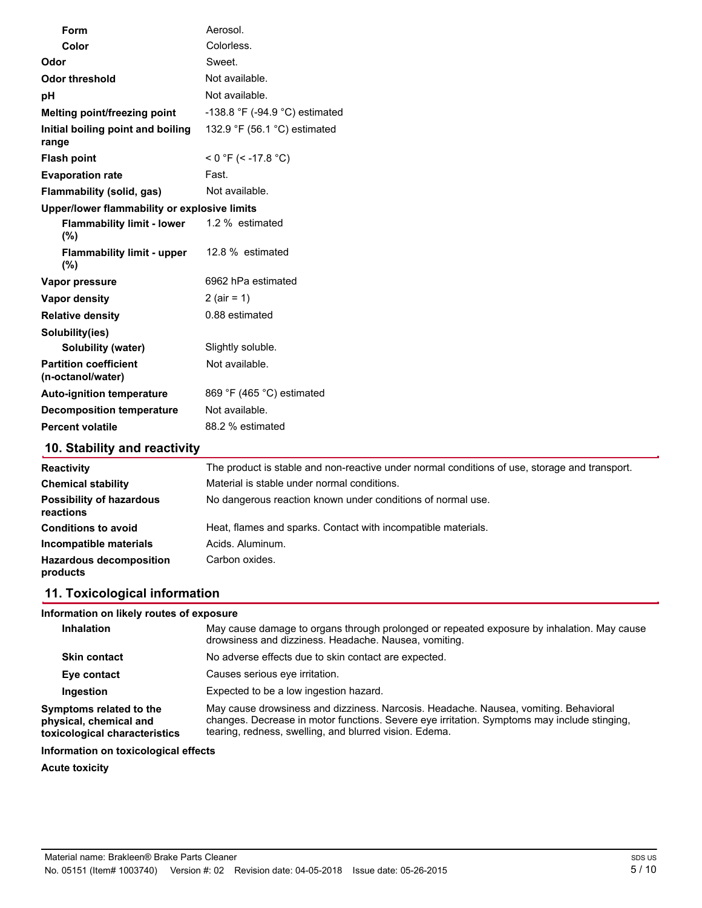| | |
|---|---|
| **Form** | Aerosol. |
| **Color** | Colorless. |
| **Odor** | Sweet. |
| **Odor threshold** | Not available. |
| **pH** | Not available. |
| **Melting point/freezing point** | -138.8 °F (-94.9 °C) estimated |
| **Initial boiling point and boiling range** | 132.9 °F (56.1 °C) estimated |
| **Flash point** | < 0 °F (< -17.8 °C) |
| **Evaporation rate** | Fast. |
| **Flammability (solid, gas)** | Not available. |
| **Upper/lower flammability or explosive limits** | |
| **Flammability limit - lower (%)** | 1.2 % estimated |
| **Flammability limit - upper (%)** | 12.8 % estimated |
| **Vapor pressure** | 6962 hPa estimated |
| **Vapor density** | 2 (air = 1) |
| **Relative density** | 0.88 estimated |
| **Solubility(ies)** | |
| **Solubility (water)** | Slightly soluble. |
| **Partition coefficient (n-octanol/water)** | Not available. |
| **Auto-ignition temperature** | 869 °F (465 °C) estimated |
| **Decomposition temperature** | Not available. |
| **Percent volatile** | 88.2 % estimated |

## 10. Stability and reactivity

| | |
|---|---|
| **Reactivity** | The product is stable and non-reactive under normal conditions of use, storage and transport. |
| **Chemical stability** | Material is stable under normal conditions. |
| **Possibility of hazardous reactions** | No dangerous reaction known under conditions of normal use. |
| **Conditions to avoid** | Heat, flames and sparks. Contact with incompatible materials. |
| **Incompatible materials** | Acids. Aluminum. |
| **Hazardous decomposition products** | Carbon oxides. |

## 11. Toxicological information

**Information on likely routes of exposure**

| | |
|---|---|
| **Inhalation** | May cause damage to organs through prolonged or repeated exposure by inhalation. May cause drowsiness and dizziness. Headache. Nausea, vomiting. |
| **Skin contact** | No adverse effects due to skin contact are expected. |
| **Eye contact** | Causes serious eye irritation. |
| **Ingestion** | Expected to be a low ingestion hazard. |
| **Symptoms related to the physical, chemical and toxicological characteristics** | May cause drowsiness and dizziness. Narcosis. Headache. Nausea, vomiting. Behavioral changes. Decrease in motor functions. Severe eye irritation. Symptoms may include stinging, tearing, redness, swelling, and blurred vision. Edema. |

**Information on toxicological effects**

**Acute toxicity**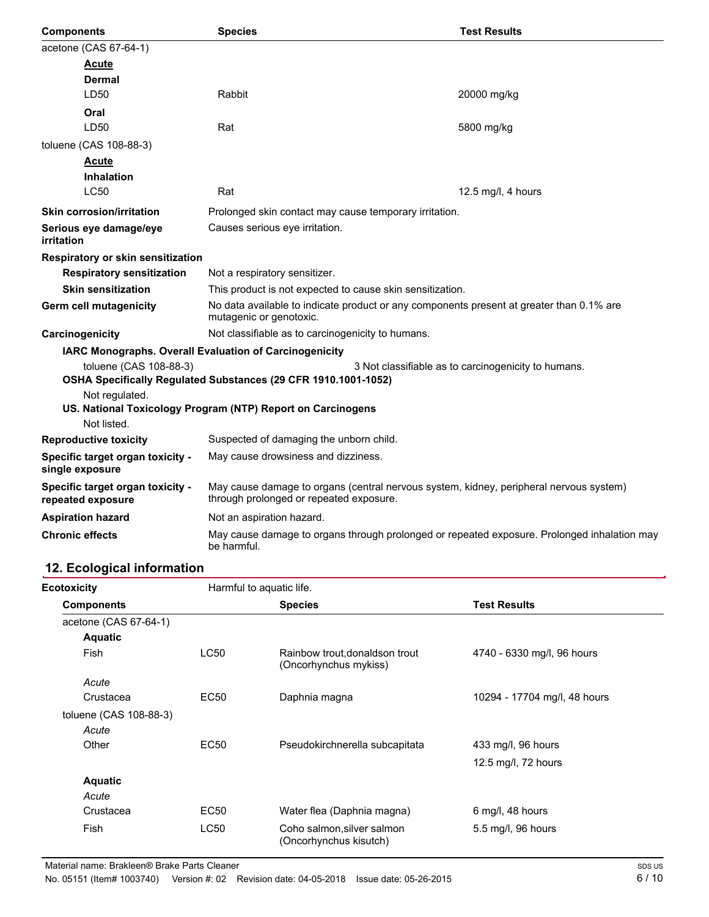| Components | Species | Test Results |
| --- | --- | --- |
| acetone (CAS 67-64-1) | | |
| **Acute** | | |
| **Dermal** | | |
| LD50 | Rabbit | 20000 mg/kg |
| **Oral** | | |
| LD50 | Rat | 5800 mg/kg |
| toluene (CAS 108-88-3) | | |
| **Acute** | | |
| **Inhalation** | | |
| LC50 | Rat | 12.5 mg/l, 4 hours |

**Skin corrosion/irritation** Prolonged skin contact may cause temporary irritation.

**Serious eye damage/eye irritation** Causes serious eye irritation.

**Respiratory or skin sensitization**

**Respiratory sensitization** Not a respiratory sensitizer.

**Skin sensitization** This product is not expected to cause skin sensitization.

**Germ cell mutagenicity** No data available to indicate product or any components present at greater than 0.1% are mutagenic or genotoxic.

**Carcinogenicity** Not classifiable as to carcinogenicity to humans.

**IARC Monographs. Overall Evaluation of Carcinogenicity**

toluene (CAS 108-88-3) 3 Not classifiable as to carcinogenicity to humans.

**OSHA Specifically Regulated Substances (29 CFR 1910.1001-1052)**

Not regulated.

**US. National Toxicology Program (NTP) Report on Carcinogens**

Not listed.

**Reproductive toxicity** Suspected of damaging the unborn child.

**Specific target organ toxicity - single exposure** May cause drowsiness and dizziness.

**Specific target organ toxicity - repeated exposure** May cause damage to organs (central nervous system, kidney, peripheral nervous system) through prolonged or repeated exposure.

**Aspiration hazard** Not an aspiration hazard.

**Chronic effects** May cause damage to organs through prolonged or repeated exposure. Prolonged inhalation may be harmful.

## 12. Ecological information

**Ecotoxicity** Harmful to aquatic life.

| Components | | Species | Test Results |
| --- | --- | --- | --- |
| acetone (CAS 67-64-1) | | | |
| **Aquatic** | | | |
| Fish | LC50 | Rainbow trout,donaldson trout (Oncorhynchus mykiss) | 4740 - 6330 mg/l, 96 hours |
| *Acute* | | | |
| Crustacea | EC50 | Daphnia magna | 10294 - 17704 mg/l, 48 hours |
| toluene (CAS 108-88-3) | | | |
| *Acute* | | | |
| Other | EC50 | Pseudokirchnerella subcapitata | 433 mg/l, 96 hours |
| | | | 12.5 mg/l, 72 hours |
| **Aquatic** | | | |
| *Acute* | | | |
| Crustacea | EC50 | Water flea (Daphnia magna) | 6 mg/l, 48 hours |
| Fish | LC50 | Coho salmon,silver salmon (Oncorhynchus kisutch) | 5.5 mg/l, 96 hours |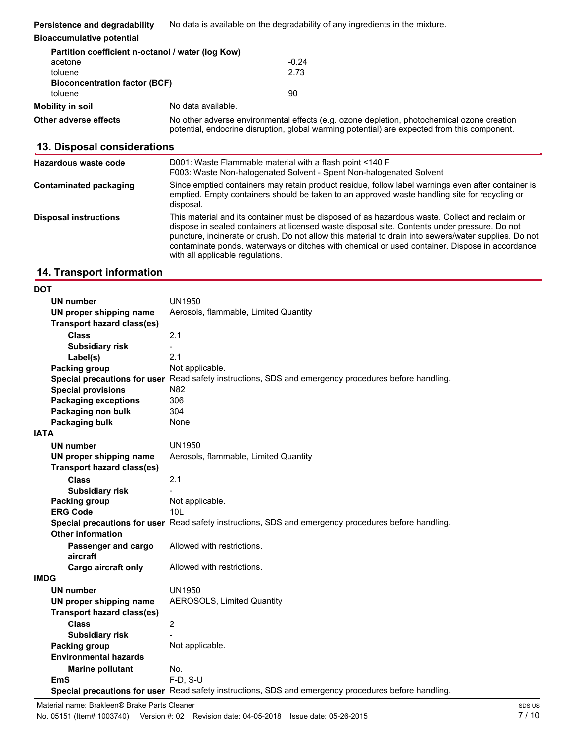**Persistence and degradability** No data is available on the degradability of any ingredients in the mixture.

**Bioaccumulative potential**

**Partition coefficient n-octanol / water (log Kow)**

| | |
|---|---|
| acetone | -0.24 |
| toluene | 2.73 |

**Bioconcentration factor (BCF)**

| | |
|---|---|
| toluene | 90 |

**Mobility in soil** No data available.

**Other adverse effects** No other adverse environmental effects (e.g. ozone depletion, photochemical ozone creation potential, endocrine disruption, global warming potential) are expected from this component.

## 13. Disposal considerations

**Hazardous waste code** D001: Waste Flammable material with a flash point <140 F
F003: Waste Non-halogenated Solvent - Spent Non-halogenated Solvent

**Contaminated packaging** Since emptied containers may retain product residue, follow label warnings even after container is emptied. Empty containers should be taken to an approved waste handling site for recycling or disposal.

**Disposal instructions** This material and its container must be disposed of as hazardous waste. Collect and reclaim or dispose in sealed containers at licensed waste disposal site. Contents under pressure. Do not puncture, incinerate or crush. Do not allow this material to drain into sewers/water supplies. Do not contaminate ponds, waterways or ditches with chemical or used container. Dispose in accordance with all applicable regulations.

## 14. Transport information

**DOT**

- **UN number** UN1950
- **UN proper shipping name** Aerosols, flammable, Limited Quantity
- **Transport hazard class(es)**
  - **Class** 2.1
  - **Subsidiary risk** -
  - **Label(s)** 2.1
- **Packing group** Not applicable.
- **Special precautions for user** Read safety instructions, SDS and emergency procedures before handling.
- **Special provisions** N82
- **Packaging exceptions** 306
- **Packaging non bulk** 304
- **Packaging bulk** None

**IATA**

- **UN number** UN1950
- **UN proper shipping name** Aerosols, flammable, Limited Quantity
- **Transport hazard class(es)**
  - **Class** 2.1
  - **Subsidiary risk** -
- **Packing group** Not applicable.
- **ERG Code** 10L
- **Special precautions for user** Read safety instructions, SDS and emergency procedures before handling.
- **Other information**
  - **Passenger and cargo aircraft** Allowed with restrictions.
  - **Cargo aircraft only** Allowed with restrictions.

**IMDG**

- **UN number** UN1950
- **UN proper shipping name** AEROSOLS, Limited Quantity
- **Transport hazard class(es)**
  - **Class** 2
  - **Subsidiary risk** -
- **Packing group** Not applicable.
- **Environmental hazards**
  - **Marine pollutant** No.
- **EmS** F-D, S-U
- **Special precautions for user** Read safety instructions, SDS and emergency procedures before handling.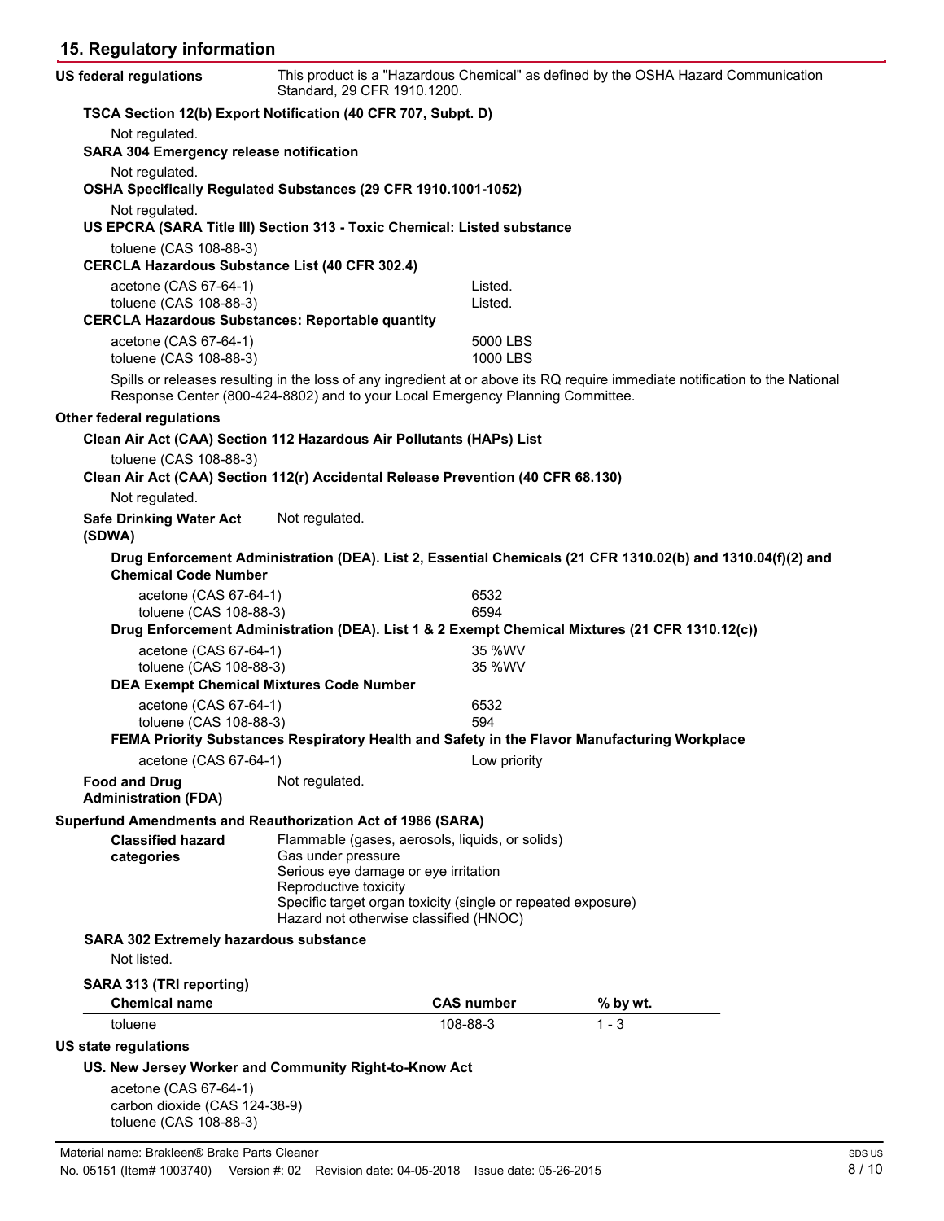## 15. Regulatory information

**US federal regulations** This product is a "Hazardous Chemical" as defined by the OSHA Hazard Communication Standard, 29 CFR 1910.1200.

**TSCA Section 12(b) Export Notification (40 CFR 707, Subpt. D)**

Not regulated.

**SARA 304 Emergency release notification**

Not regulated.

**OSHA Specifically Regulated Substances (29 CFR 1910.1001-1052)**

Not regulated.

**US EPCRA (SARA Title III) Section 313 - Toxic Chemical: Listed substance**

toluene (CAS 108-88-3)

**CERCLA Hazardous Substance List (40 CFR 302.4)**

| | |
|---|---|
| acetone (CAS 67-64-1) | Listed. |
| toluene (CAS 108-88-3) | Listed. |

**CERCLA Hazardous Substances: Reportable quantity**

| | |
|---|---|
| acetone (CAS 67-64-1) | 5000 LBS |
| toluene (CAS 108-88-3) | 1000 LBS |

Spills or releases resulting in the loss of any ingredient at or above its RQ require immediate notification to the National Response Center (800-424-8802) and to your Local Emergency Planning Committee.

**Other federal regulations**

**Clean Air Act (CAA) Section 112 Hazardous Air Pollutants (HAPs) List**

toluene (CAS 108-88-3)

**Clean Air Act (CAA) Section 112(r) Accidental Release Prevention (40 CFR 68.130)**

Not regulated.

**Safe Drinking Water Act (SDWA)** Not regulated.

**Drug Enforcement Administration (DEA). List 2, Essential Chemicals (21 CFR 1310.02(b) and 1310.04(f)(2) and Chemical Code Number**

| | |
|---|---|
| acetone (CAS 67-64-1) | 6532 |
| toluene (CAS 108-88-3) | 6594 |

**Drug Enforcement Administration (DEA). List 1 & 2 Exempt Chemical Mixtures (21 CFR 1310.12(c))**

| | |
|---|---|
| acetone (CAS 67-64-1) | 35 %WV |
| toluene (CAS 108-88-3) | 35 %WV |

**DEA Exempt Chemical Mixtures Code Number**

| | |
|---|---|
| acetone (CAS 67-64-1) | 6532 |
| toluene (CAS 108-88-3) | 594 |

**FEMA Priority Substances Respiratory Health and Safety in the Flavor Manufacturing Workplace**

| | |
|---|---|
| acetone (CAS 67-64-1) | Low priority |

**Food and Drug Administration (FDA)** Not regulated.

**Superfund Amendments and Reauthorization Act of 1986 (SARA)**

**Classified hazard categories**

Flammable (gases, aerosols, liquids, or solids)
Gas under pressure
Serious eye damage or eye irritation
Reproductive toxicity
Specific target organ toxicity (single or repeated exposure)
Hazard not otherwise classified (HNOC)

**SARA 302 Extremely hazardous substance**

Not listed.

**SARA 313 (TRI reporting)**

| Chemical name | CAS number | % by wt. |
|---|---|---|
| toluene | 108-88-3 | 1 - 3 |

**US state regulations**

**US. New Jersey Worker and Community Right-to-Know Act**

acetone (CAS 67-64-1)
carbon dioxide (CAS 124-38-9)
toluene (CAS 108-88-3)

Material name: Brakleen® Brake Parts Cleaner
No. 05151 (Item# 1003740) Version #: 02 Revision date: 04-05-2018 Issue date: 05-26-2015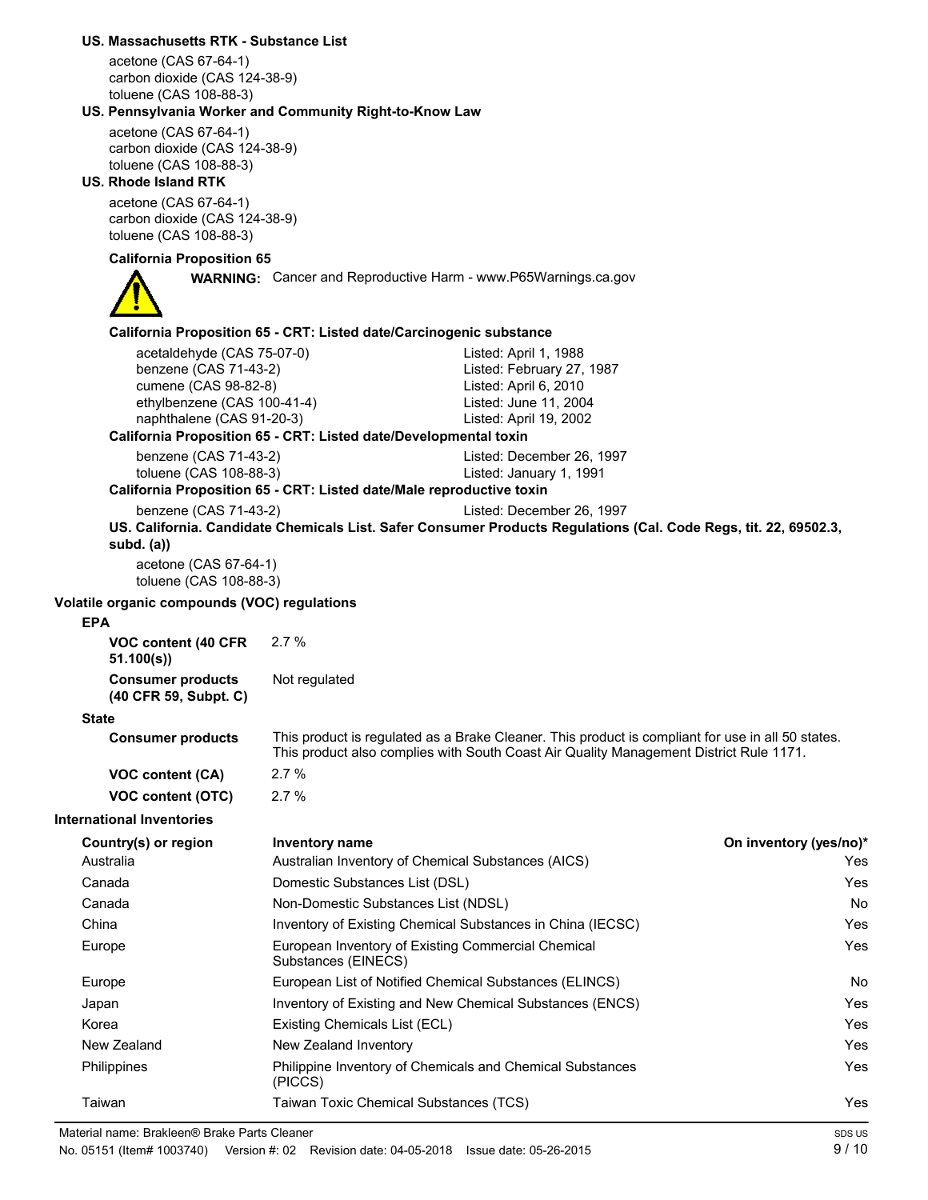**US. Massachusetts RTK - Substance List**

acetone (CAS 67-64-1)
carbon dioxide (CAS 124-38-9)
toluene (CAS 108-88-3)

**US. Pennsylvania Worker and Community Right-to-Know Law**

acetone (CAS 67-64-1)
carbon dioxide (CAS 124-38-9)
toluene (CAS 108-88-3)

**US. Rhode Island RTK**

acetone (CAS 67-64-1)
carbon dioxide (CAS 124-38-9)
toluene (CAS 108-88-3)

**California Proposition 65**

**WARNING:** Cancer and Reproductive Harm - www.P65Warnings.ca.gov

**California Proposition 65 - CRT: Listed date/Carcinogenic substance**

| | |
|---|---|
| acetaldehyde (CAS 75-07-0) | Listed: April 1, 1988 |
| benzene (CAS 71-43-2) | Listed: February 27, 1987 |
| cumene (CAS 98-82-8) | Listed: April 6, 2010 |
| ethylbenzene (CAS 100-41-4) | Listed: June 11, 2004 |
| naphthalene (CAS 91-20-3) | Listed: April 19, 2002 |

**California Proposition 65 - CRT: Listed date/Developmental toxin**

| | |
|---|---|
| benzene (CAS 71-43-2) | Listed: December 26, 1997 |
| toluene (CAS 108-88-3) | Listed: January 1, 1991 |

**California Proposition 65 - CRT: Listed date/Male reproductive toxin**

| | |
|---|---|
| benzene (CAS 71-43-2) | Listed: December 26, 1997 |

**US. California. Candidate Chemicals List. Safer Consumer Products Regulations (Cal. Code Regs, tit. 22, 69502.3, subd. (a))**

acetone (CAS 67-64-1)
toluene (CAS 108-88-3)

**Volatile organic compounds (VOC) regulations**

**EPA**

| | |
|---|---|
| **VOC content (40 CFR 51.100(s))** | 2.7 % |
| **Consumer products (40 CFR 59, Subpt. C)** | Not regulated |

**State**

| | |
|---|---|
| **Consumer products** | This product is regulated as a Brake Cleaner. This product is compliant for use in all 50 states. This product also complies with South Coast Air Quality Management District Rule 1171. |
| **VOC content (CA)** | 2.7 % |
| **VOC content (OTC)** | 2.7 % |

**International Inventories**

| Country(s) or region | Inventory name | On inventory (yes/no)* |
|---|---|---|
| Australia | Australian Inventory of Chemical Substances (AICS) | Yes |
| Canada | Domestic Substances List (DSL) | Yes |
| Canada | Non-Domestic Substances List (NDSL) | No |
| China | Inventory of Existing Chemical Substances in China (IECSC) | Yes |
| Europe | European Inventory of Existing Commercial Chemical Substances (EINECS) | Yes |
| Europe | European List of Notified Chemical Substances (ELINCS) | No |
| Japan | Inventory of Existing and New Chemical Substances (ENCS) | Yes |
| Korea | Existing Chemicals List (ECL) | Yes |
| New Zealand | New Zealand Inventory | Yes |
| Philippines | Philippine Inventory of Chemicals and Chemical Substances (PICCS) | Yes |
| Taiwan | Taiwan Toxic Chemical Substances (TCS) | Yes |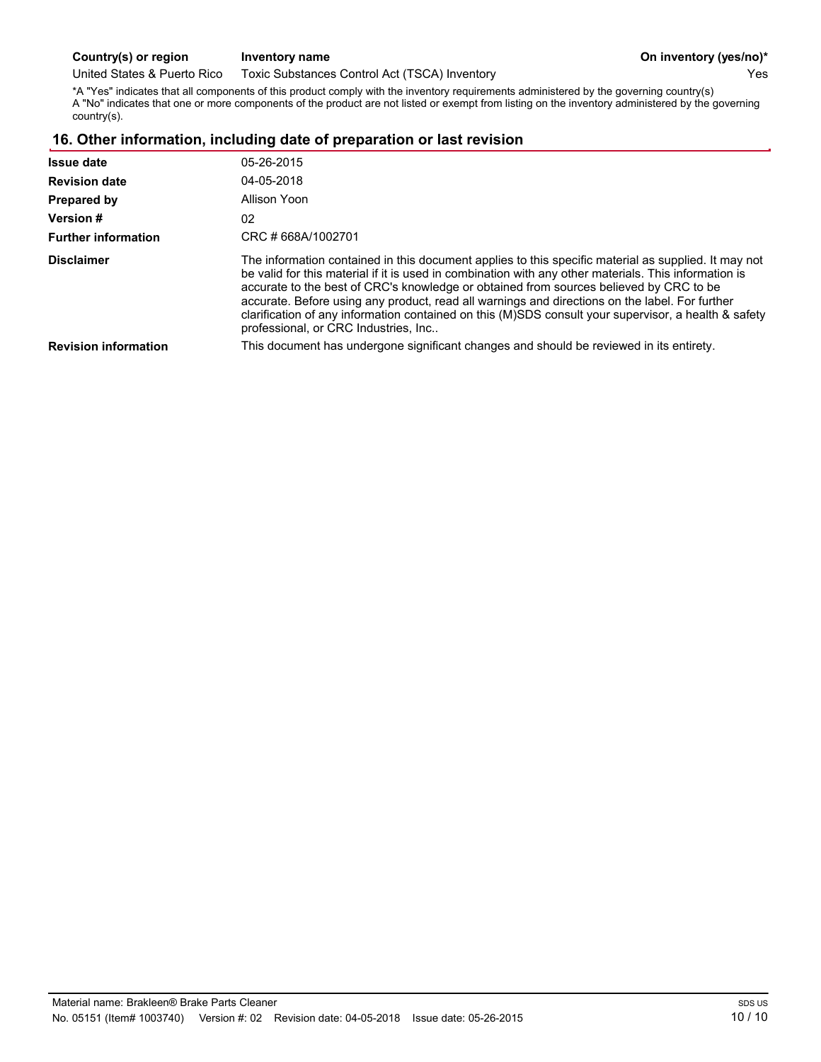| Country(s) or region | Inventory name | On inventory (yes/no)* |
| --- | --- | --- |
| United States & Puerto Rico | Toxic Substances Control Act (TSCA) Inventory | Yes |

*A "Yes" indicates that all components of this product comply with the inventory requirements administered by the governing country(s)
A "No" indicates that one or more components of the product are not listed or exempt from listing on the inventory administered by the governing country(s).

## 16. Other information, including date of preparation or last revision

**Issue date** 05-26-2015

**Revision date** 04-05-2018

**Prepared by** Allison Yoon

**Version #** 02

**Further information** CRC # 668A/1002701

**Disclaimer** The information contained in this document applies to this specific material as supplied. It may not be valid for this material if it is used in combination with any other materials. This information is accurate to the best of CRC's knowledge or obtained from sources believed by CRC to be accurate. Before using any product, read all warnings and directions on the label. For further clarification of any information contained on this (M)SDS consult your supervisor, a health & safety professional, or CRC Industries, Inc..

**Revision information** This document has undergone significant changes and should be reviewed in its entirety.